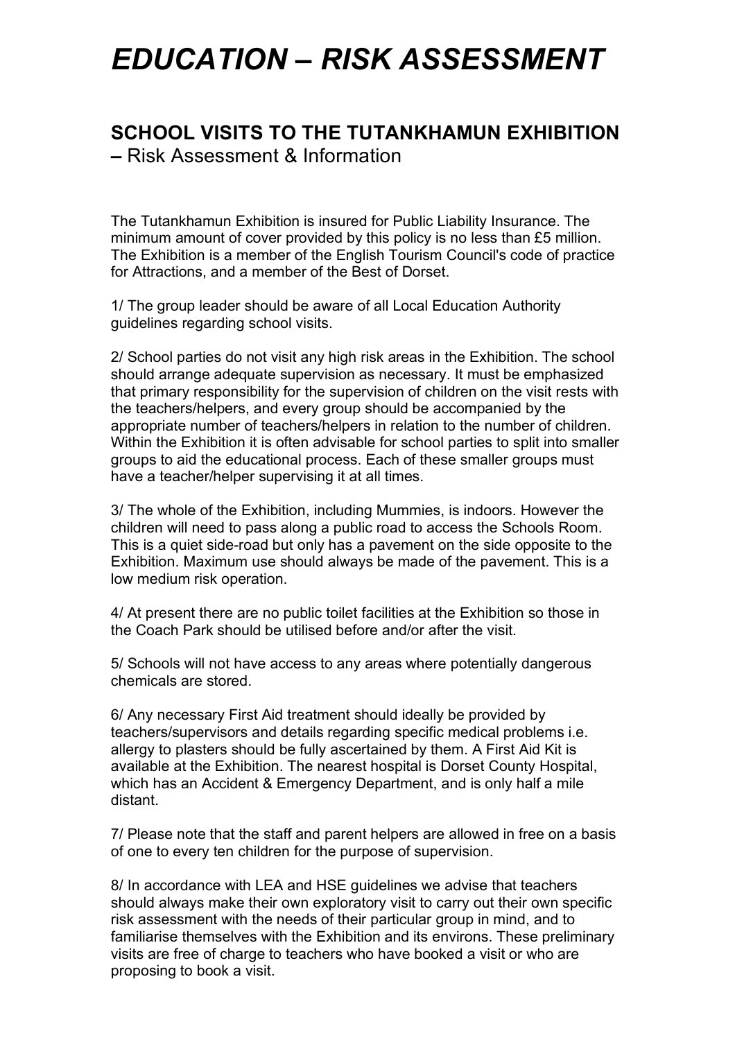# *EDUCATION – RISK ASSESSMENT*

## SCHOOL VISITS TO THE TUTANKHAMUN EXHIBITION – Risk Assessment & Information

The Tutankhamun Exhibition is insured for Public Liability Insurance. The minimum amount of cover provided by this policy is no less than £5 million. The Exhibition is a member of the English Tourism Council's code of practice for Attractions, and a member of the Best of Dorset.

1/ The group leader should be aware of all Local Education Authority guidelines regarding school visits.

2/ School parties do not visit any high risk areas in the Exhibition. The school should arrange adequate supervision as necessary. It must be emphasized that primary responsibility for the supervision of children on the visit rests with the teachers/helpers, and every group should be accompanied by the appropriate number of teachers/helpers in relation to the number of children. Within the Exhibition it is often advisable for school parties to split into smaller groups to aid the educational process. Each of these smaller groups must have a teacher/helper supervising it at all times.

3/ The whole of the Exhibition, including Mummies, is indoors. However the children will need to pass along a public road to access the Schools Room. This is a quiet side-road but only has a pavement on the side opposite to the Exhibition. Maximum use should always be made of the pavement. This is a low medium risk operation.

4/ At present there are no public toilet facilities at the Exhibition so those in the Coach Park should be utilised before and/or after the visit.

5/ Schools will not have access to any areas where potentially dangerous chemicals are stored.

6/ Any necessary First Aid treatment should ideally be provided by teachers/supervisors and details regarding specific medical problems i.e. allergy to plasters should be fully ascertained by them. A First Aid Kit is available at the Exhibition. The nearest hospital is Dorset County Hospital, which has an Accident & Emergency Department, and is only half a mile distant.

7/ Please note that the staff and parent helpers are allowed in free on a basis of one to every ten children for the purpose of supervision.

8/ In accordance with LEA and HSE guidelines we advise that teachers should always make their own exploratory visit to carry out their own specific risk assessment with the needs of their particular group in mind, and to familiarise themselves with the Exhibition and its environs. These preliminary visits are free of charge to teachers who have booked a visit or who are proposing to book a visit.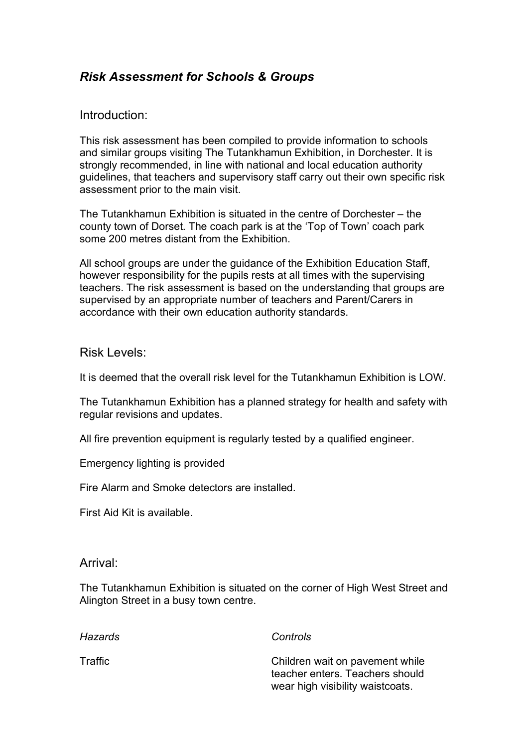## *Risk Assessment for Schools & Groups*

### Introduction:

This risk assessment has been compiled to provide information to schools and similar groups visiting The Tutankhamun Exhibition, in Dorchester. It is strongly recommended, in line with national and local education authority guidelines, that teachers and supervisory staff carry out their own specific risk assessment prior to the main visit.

The Tutankhamun Exhibition is situated in the centre of Dorchester – the county town of Dorset. The coach park is at the 'Top of Town' coach park some 200 metres distant from the Exhibition.

All school groups are under the guidance of the Exhibition Education Staff, however responsibility for the pupils rests at all times with the supervising teachers. The risk assessment is based on the understanding that groups are supervised by an appropriate number of teachers and Parent/Carers in accordance with their own education authority standards.

### Risk Levels:

It is deemed that the overall risk level for the Tutankhamun Exhibition is LOW.

The Tutankhamun Exhibition has a planned strategy for health and safety with regular revisions and updates.

All fire prevention equipment is regularly tested by a qualified engineer.

Emergency lighting is provided

Fire Alarm and Smoke detectors are installed.

First Aid Kit is available.

### Arrival:

The Tutankhamun Exhibition is situated on the corner of High West Street and Alington Street in a busy town centre.

| *Hazards* | *Controls* |
|---|---|
| Traffic | Children wait on pavement while teacher enters. Teachers should wear high visibility waistcoats. |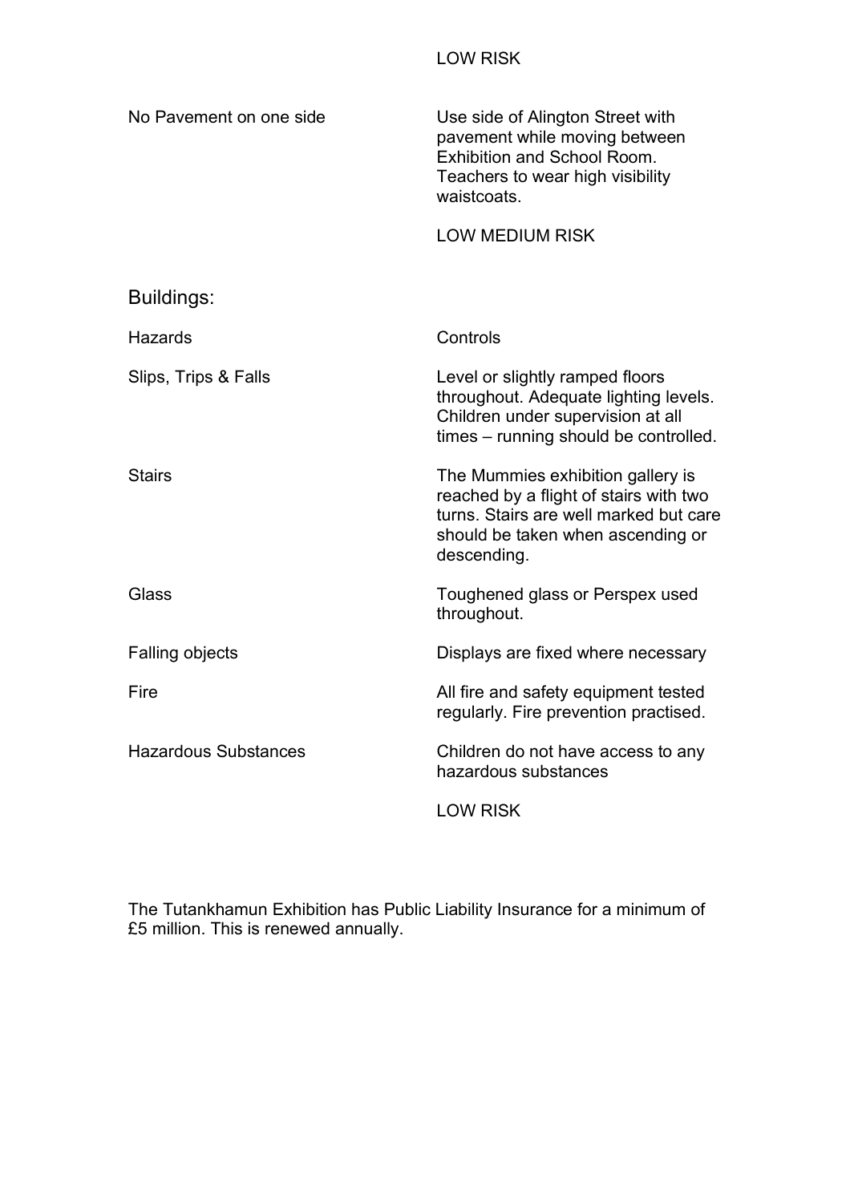| | LOW RISK |
| --- | --- |
| No Pavement on one side | Use side of Alington Street with pavement while moving between Exhibition and School Room. Teachers to wear high visibility waistcoats. |
| | LOW MEDIUM RISK |

## Buildings:

| Hazards | Controls |
| --- | --- |
| Slips, Trips & Falls | Level or slightly ramped floors throughout. Adequate lighting levels. Children under supervision at all times – running should be controlled. |
| Stairs | The Mummies exhibition gallery is reached by a flight of stairs with two turns. Stairs are well marked but care should be taken when ascending or descending. |
| Glass | Toughened glass or Perspex used throughout. |
| Falling objects | Displays are fixed where necessary |
| Fire | All fire and safety equipment tested regularly. Fire prevention practised. |
| Hazardous Substances | Children do not have access to any hazardous substances |
| | LOW RISK |

The Tutankhamun Exhibition has Public Liability Insurance for a minimum of £5 million. This is renewed annually.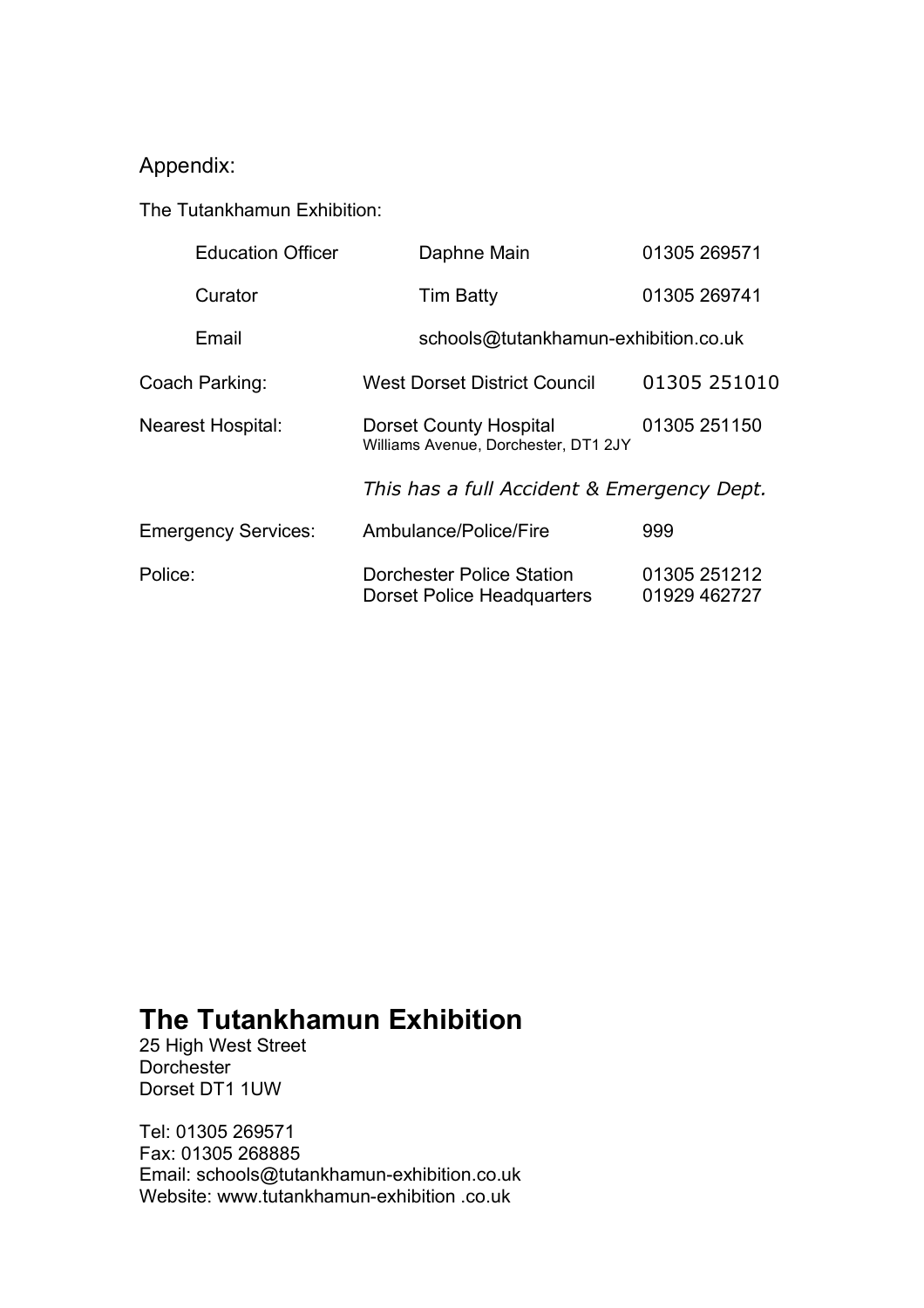Appendix:

The Tutankhamun Exhibition:

| | | |
|---|---|---|
| Education Officer | Daphne Main | 01305 269571 |
| Curator | Tim Batty | 01305 269741 |
| Email | schools@tutankhamun-exhibition.co.uk | |

| | | |
|---|---|---|
| Coach Parking: | West Dorset District Council | 01305 251010 |
| Nearest Hospital: | Dorset County Hospital<br>Williams Avenue, Dorchester, DT1 2JY | 01305 251150 |
| | *This has a full Accident & Emergency Dept.* | |
| Emergency Services: | Ambulance/Police/Fire | 999 |
| Police: | Dorchester Police Station<br>Dorset Police Headquarters | 01305 251212<br>01929 462727 |

## The Tutankhamun Exhibition

25 High West Street
Dorchester
Dorset DT1 1UW

Tel: 01305 269571
Fax: 01305 268885
Email: schools@tutankhamun-exhibition.co.uk
Website: www.tutankhamun-exhibition .co.uk